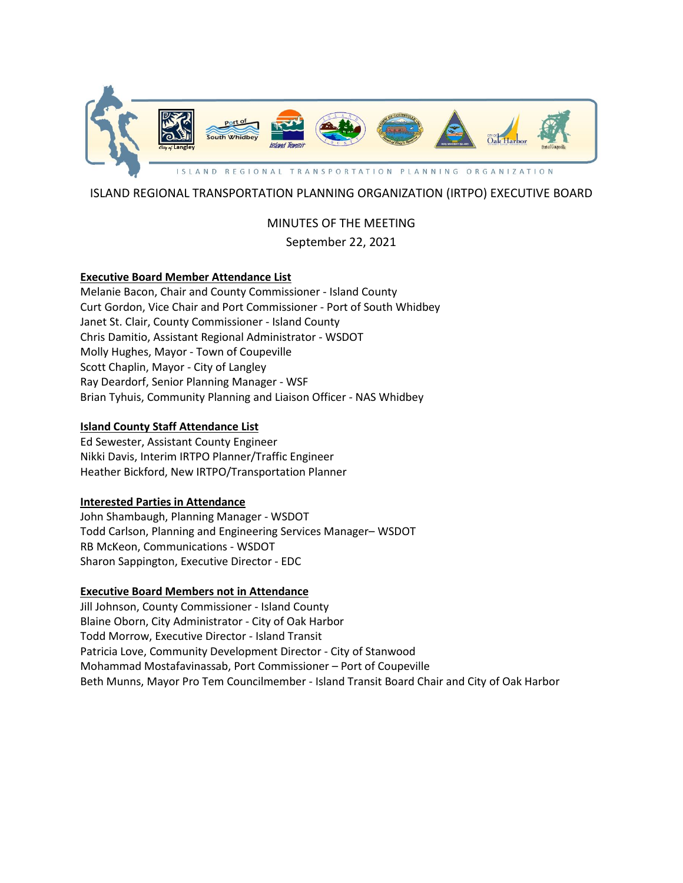ISLAND REGIONAL TRANSPORTATION PLANNING ORGANIZATION

# ISLAND REGIONAL TRANSPORTATION PLANNING ORGANIZATION (IRTPO) EXECUTIVE BOARD

## MINUTES OF THE MEETING

September 22, 2021

**Executive Board Member Attendance List**

Melanie Bacon, Chair and County Commissioner - Island County
Curt Gordon, Vice Chair and Port Commissioner - Port of South Whidbey
Janet St. Clair, County Commissioner - Island County
Chris Damitio, Assistant Regional Administrator - WSDOT
Molly Hughes, Mayor - Town of Coupeville
Scott Chaplin, Mayor - City of Langley
Ray Deardorf, Senior Planning Manager - WSF
Brian Tyhuis, Community Planning and Liaison Officer - NAS Whidbey

**Island County Staff Attendance List**

Ed Sewester, Assistant County Engineer
Nikki Davis, Interim IRTPO Planner/Traffic Engineer
Heather Bickford, New IRTPO/Transportation Planner

**Interested Parties in Attendance**

John Shambaugh, Planning Manager - WSDOT
Todd Carlson, Planning and Engineering Services Manager– WSDOT
RB McKeon, Communications - WSDOT
Sharon Sappington, Executive Director - EDC

**Executive Board Members not in Attendance**

Jill Johnson, County Commissioner - Island County
Blaine Oborn, City Administrator - City of Oak Harbor
Todd Morrow, Executive Director - Island Transit
Patricia Love, Community Development Director - City of Stanwood
Mohammad Mostafavinassab, Port Commissioner – Port of Coupeville
Beth Munns, Mayor Pro Tem Councilmember - Island Transit Board Chair and City of Oak Harbor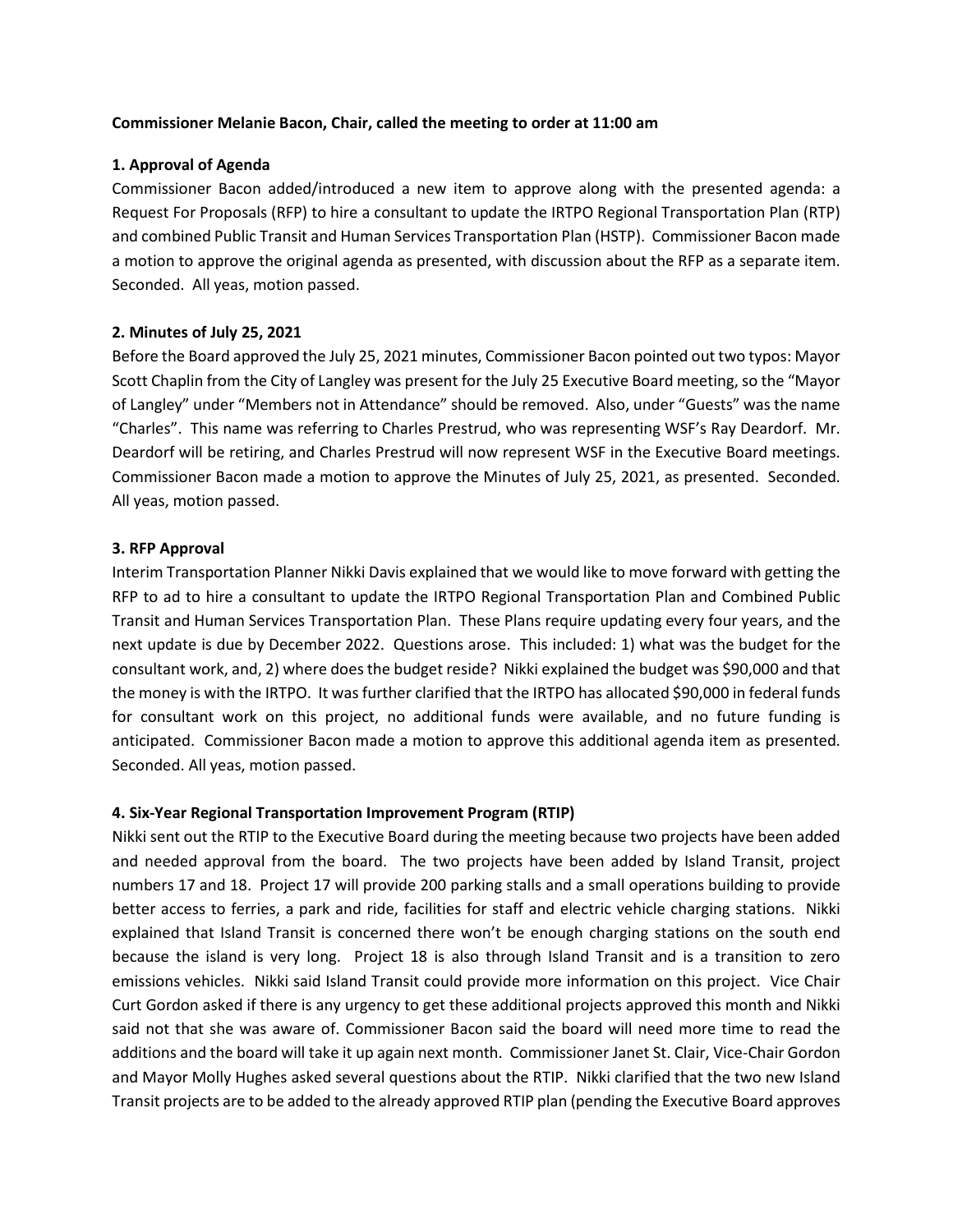**Commissioner Melanie Bacon, Chair, called the meeting to order at 11:00 am**

**1. Approval of Agenda**

Commissioner Bacon added/introduced a new item to approve along with the presented agenda: a Request For Proposals (RFP) to hire a consultant to update the IRTPO Regional Transportation Plan (RTP) and combined Public Transit and Human Services Transportation Plan (HSTP). Commissioner Bacon made a motion to approve the original agenda as presented, with discussion about the RFP as a separate item. Seconded. All yeas, motion passed.

**2. Minutes of July 25, 2021**

Before the Board approved the July 25, 2021 minutes, Commissioner Bacon pointed out two typos: Mayor Scott Chaplin from the City of Langley was present for the July 25 Executive Board meeting, so the "Mayor of Langley" under "Members not in Attendance" should be removed. Also, under "Guests" was the name "Charles". This name was referring to Charles Prestrud, who was representing WSF's Ray Deardorf. Mr. Deardorf will be retiring, and Charles Prestrud will now represent WSF in the Executive Board meetings. Commissioner Bacon made a motion to approve the Minutes of July 25, 2021, as presented. Seconded. All yeas, motion passed.

**3. RFP Approval**

Interim Transportation Planner Nikki Davis explained that we would like to move forward with getting the RFP to ad to hire a consultant to update the IRTPO Regional Transportation Plan and Combined Public Transit and Human Services Transportation Plan. These Plans require updating every four years, and the next update is due by December 2022. Questions arose. This included: 1) what was the budget for the consultant work, and, 2) where does the budget reside? Nikki explained the budget was $90,000 and that the money is with the IRTPO. It was further clarified that the IRTPO has allocated $90,000 in federal funds for consultant work on this project, no additional funds were available, and no future funding is anticipated. Commissioner Bacon made a motion to approve this additional agenda item as presented. Seconded. All yeas, motion passed.

**4. Six-Year Regional Transportation Improvement Program (RTIP)**

Nikki sent out the RTIP to the Executive Board during the meeting because two projects have been added and needed approval from the board. The two projects have been added by Island Transit, project numbers 17 and 18. Project 17 will provide 200 parking stalls and a small operations building to provide better access to ferries, a park and ride, facilities for staff and electric vehicle charging stations. Nikki explained that Island Transit is concerned there won't be enough charging stations on the south end because the island is very long. Project 18 is also through Island Transit and is a transition to zero emissions vehicles. Nikki said Island Transit could provide more information on this project. Vice Chair Curt Gordon asked if there is any urgency to get these additional projects approved this month and Nikki said not that she was aware of. Commissioner Bacon said the board will need more time to read the additions and the board will take it up again next month. Commissioner Janet St. Clair, Vice-Chair Gordon and Mayor Molly Hughes asked several questions about the RTIP. Nikki clarified that the two new Island Transit projects are to be added to the already approved RTIP plan (pending the Executive Board approves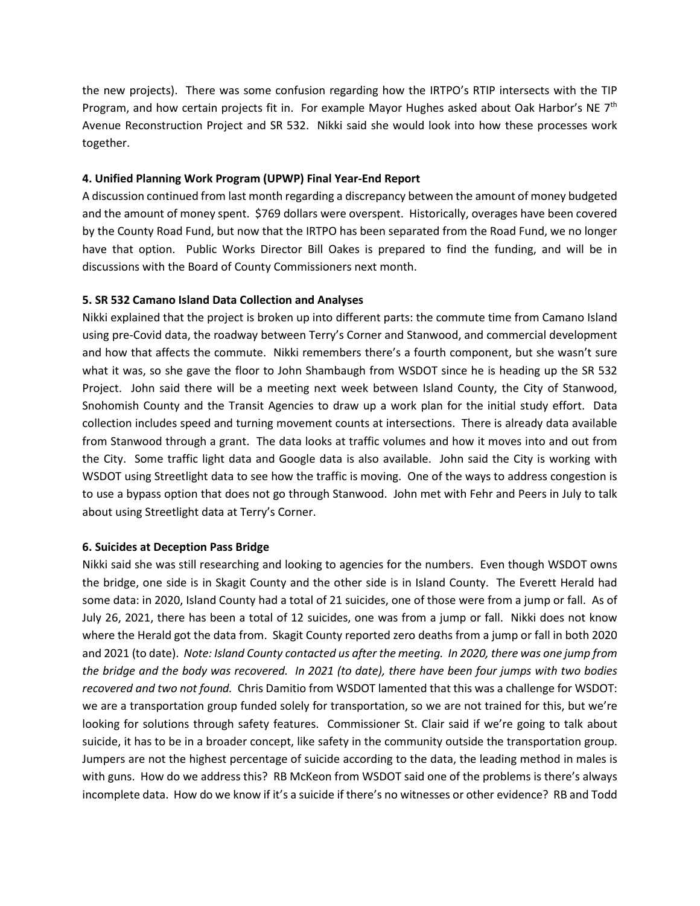the new projects). There was some confusion regarding how the IRTPO's RTIP intersects with the TIP Program, and how certain projects fit in. For example Mayor Hughes asked about Oak Harbor's NE 7th Avenue Reconstruction Project and SR 532. Nikki said she would look into how these processes work together.

**4. Unified Planning Work Program (UPWP) Final Year-End Report**

A discussion continued from last month regarding a discrepancy between the amount of money budgeted and the amount of money spent. $769 dollars were overspent. Historically, overages have been covered by the County Road Fund, but now that the IRTPO has been separated from the Road Fund, we no longer have that option. Public Works Director Bill Oakes is prepared to find the funding, and will be in discussions with the Board of County Commissioners next month.

**5. SR 532 Camano Island Data Collection and Analyses**

Nikki explained that the project is broken up into different parts: the commute time from Camano Island using pre-Covid data, the roadway between Terry's Corner and Stanwood, and commercial development and how that affects the commute. Nikki remembers there's a fourth component, but she wasn't sure what it was, so she gave the floor to John Shambaugh from WSDOT since he is heading up the SR 532 Project. John said there will be a meeting next week between Island County, the City of Stanwood, Snohomish County and the Transit Agencies to draw up a work plan for the initial study effort. Data collection includes speed and turning movement counts at intersections. There is already data available from Stanwood through a grant. The data looks at traffic volumes and how it moves into and out from the City. Some traffic light data and Google data is also available. John said the City is working with WSDOT using Streetlight data to see how the traffic is moving. One of the ways to address congestion is to use a bypass option that does not go through Stanwood. John met with Fehr and Peers in July to talk about using Streetlight data at Terry's Corner.

**6. Suicides at Deception Pass Bridge**

Nikki said she was still researching and looking to agencies for the numbers. Even though WSDOT owns the bridge, one side is in Skagit County and the other side is in Island County. The Everett Herald had some data: in 2020, Island County had a total of 21 suicides, one of those were from a jump or fall. As of July 26, 2021, there has been a total of 12 suicides, one was from a jump or fall. Nikki does not know where the Herald got the data from. Skagit County reported zero deaths from a jump or fall in both 2020 and 2021 (to date). *Note: Island County contacted us after the meeting. In 2020, there was one jump from the bridge and the body was recovered. In 2021 (to date), there have been four jumps with two bodies recovered and two not found.* Chris Damitio from WSDOT lamented that this was a challenge for WSDOT: we are a transportation group funded solely for transportation, so we are not trained for this, but we're looking for solutions through safety features. Commissioner St. Clair said if we're going to talk about suicide, it has to be in a broader concept, like safety in the community outside the transportation group. Jumpers are not the highest percentage of suicide according to the data, the leading method in males is with guns. How do we address this? RB McKeon from WSDOT said one of the problems is there's always incomplete data. How do we know if it's a suicide if there's no witnesses or other evidence? RB and Todd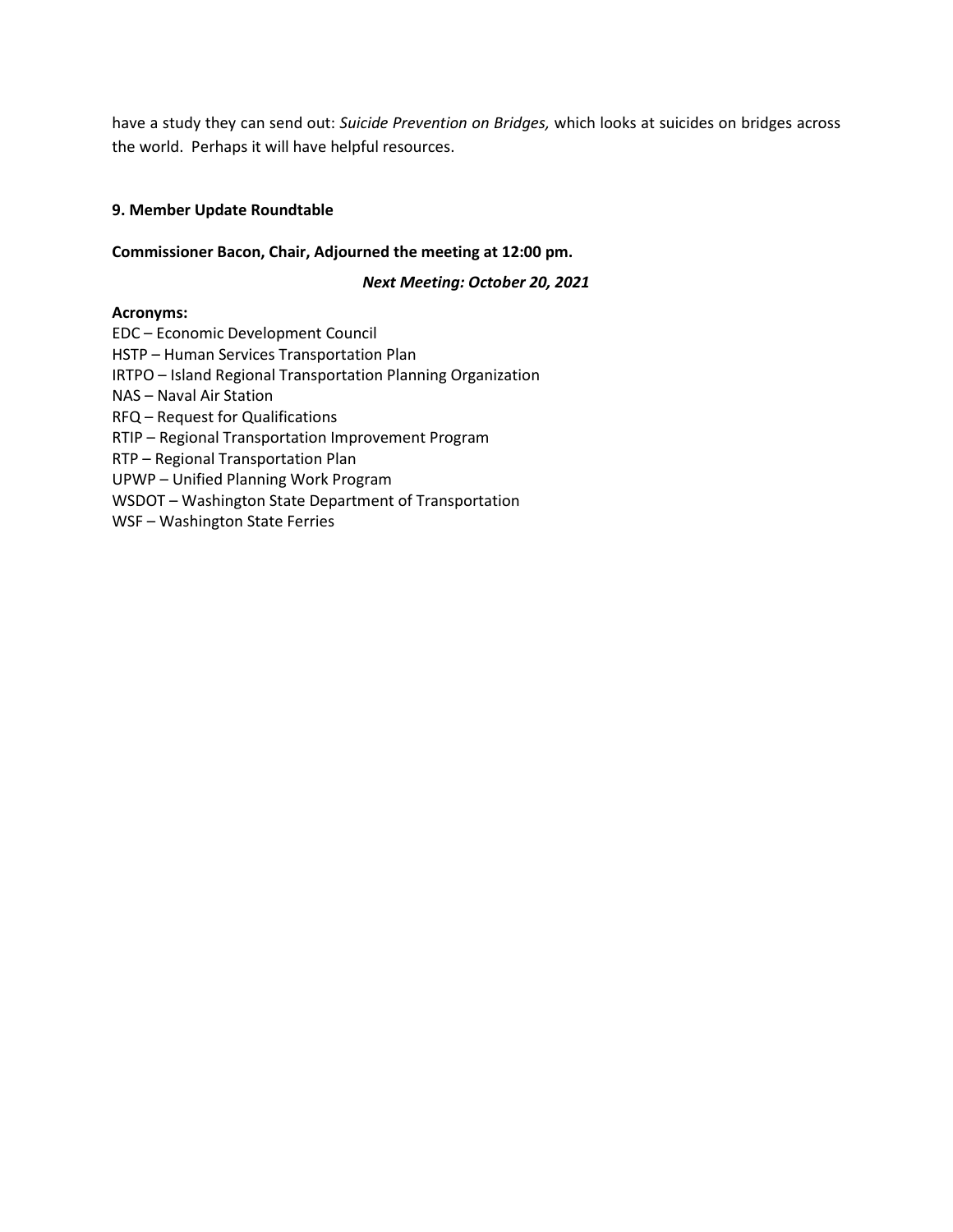have a study they can send out: *Suicide Prevention on Bridges,* which looks at suicides on bridges across the world. Perhaps it will have helpful resources.

**9. Member Update Roundtable**

**Commissioner Bacon, Chair, Adjourned the meeting at 12:00 pm.**

***Next Meeting: October 20, 2021***

**Acronyms:**

EDC – Economic Development Council
HSTP – Human Services Transportation Plan
IRTPO – Island Regional Transportation Planning Organization
NAS – Naval Air Station
RFQ – Request for Qualifications
RTIP – Regional Transportation Improvement Program
RTP – Regional Transportation Plan
UPWP – Unified Planning Work Program
WSDOT – Washington State Department of Transportation
WSF – Washington State Ferries